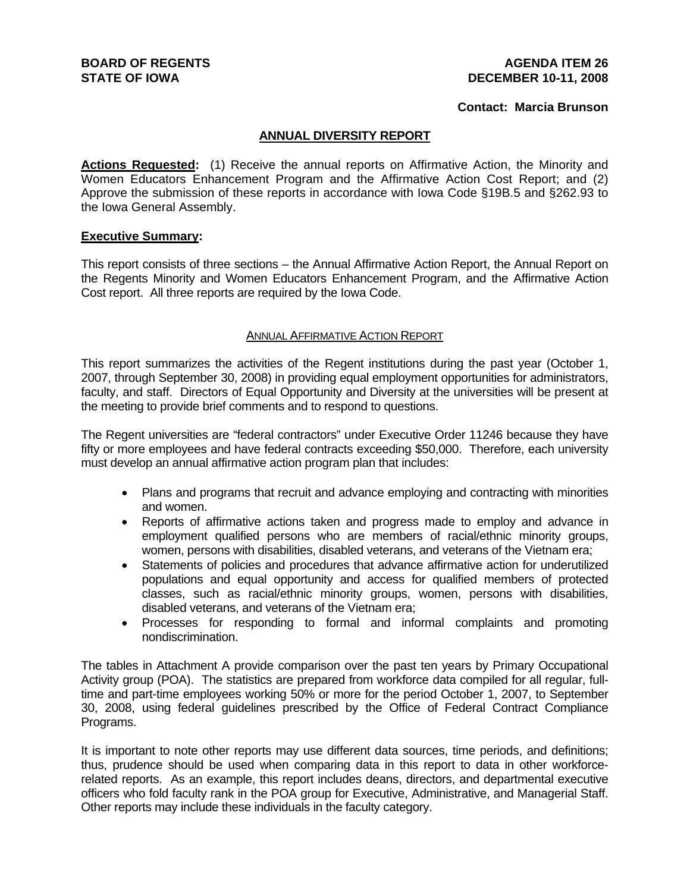**BOARD OF REGENTS**
**STATE OF IOWA**

**AGENDA ITEM 26**
**DECEMBER 10-11, 2008**

**Contact: Marcia Brunson**

## ANNUAL DIVERSITY REPORT

**Actions Requested:** (1) Receive the annual reports on Affirmative Action, the Minority and Women Educators Enhancement Program and the Affirmative Action Cost Report; and (2) Approve the submission of these reports in accordance with Iowa Code §19B.5 and §262.93 to the Iowa General Assembly.

**Executive Summary:**

This report consists of three sections – the Annual Affirmative Action Report, the Annual Report on the Regents Minority and Women Educators Enhancement Program, and the Affirmative Action Cost report. All three reports are required by the Iowa Code.

### ANNUAL AFFIRMATIVE ACTION REPORT

This report summarizes the activities of the Regent institutions during the past year (October 1, 2007, through September 30, 2008) in providing equal employment opportunities for administrators, faculty, and staff. Directors of Equal Opportunity and Diversity at the universities will be present at the meeting to provide brief comments and to respond to questions.

The Regent universities are "federal contractors" under Executive Order 11246 because they have fifty or more employees and have federal contracts exceeding $50,000. Therefore, each university must develop an annual affirmative action program plan that includes:

- Plans and programs that recruit and advance employing and contracting with minorities and women.
- Reports of affirmative actions taken and progress made to employ and advance in employment qualified persons who are members of racial/ethnic minority groups, women, persons with disabilities, disabled veterans, and veterans of the Vietnam era;
- Statements of policies and procedures that advance affirmative action for underutilized populations and equal opportunity and access for qualified members of protected classes, such as racial/ethnic minority groups, women, persons with disabilities, disabled veterans, and veterans of the Vietnam era;
- Processes for responding to formal and informal complaints and promoting nondiscrimination.

The tables in Attachment A provide comparison over the past ten years by Primary Occupational Activity group (POA). The statistics are prepared from workforce data compiled for all regular, full-time and part-time employees working 50% or more for the period October 1, 2007, to September 30, 2008, using federal guidelines prescribed by the Office of Federal Contract Compliance Programs.

It is important to note other reports may use different data sources, time periods, and definitions; thus, prudence should be used when comparing data in this report to data in other workforce-related reports. As an example, this report includes deans, directors, and departmental executive officers who fold faculty rank in the POA group for Executive, Administrative, and Managerial Staff. Other reports may include these individuals in the faculty category.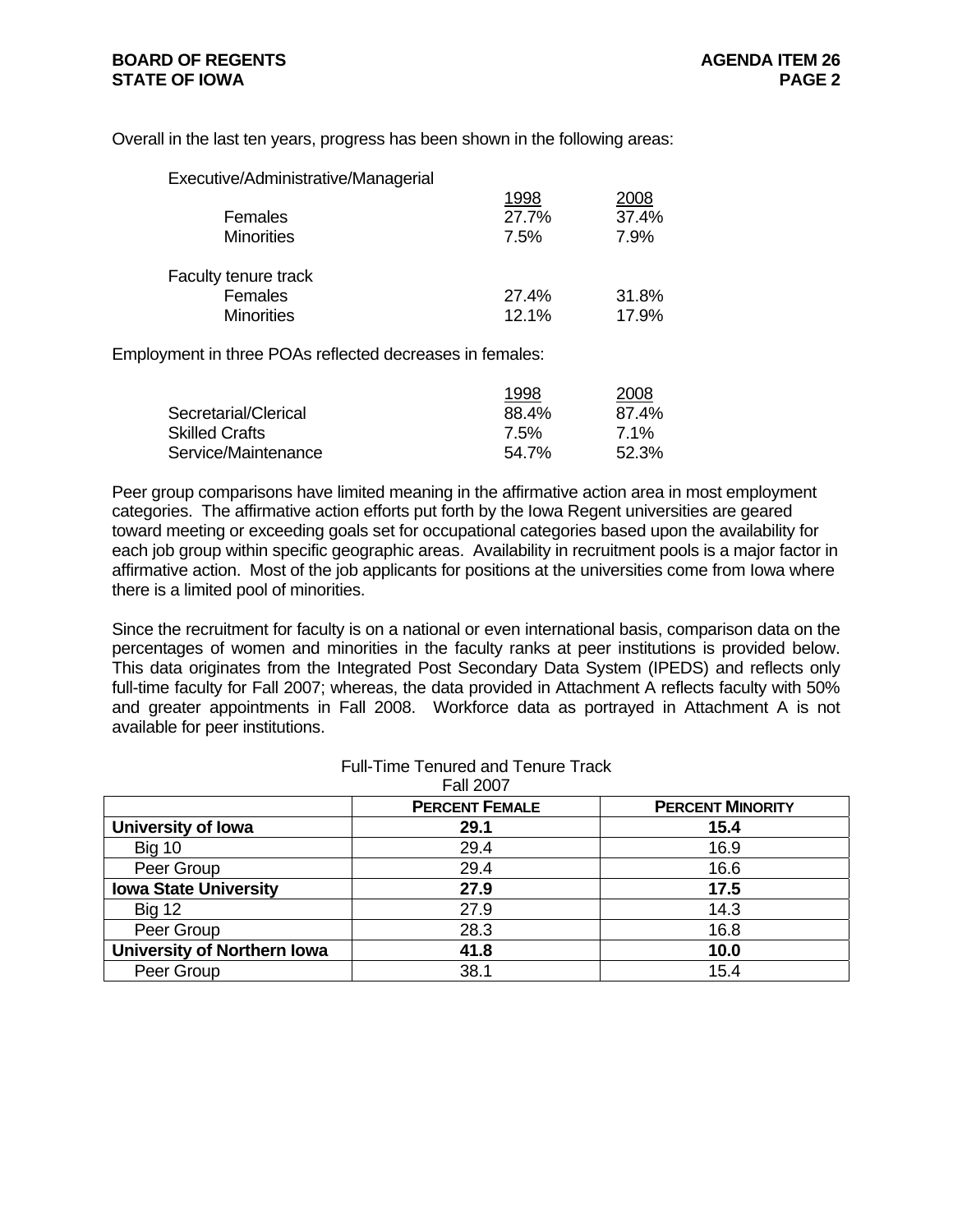Overall in the last ten years, progress has been shown in the following areas:

| Executive/Administrative/Managerial | 1998 | 2008 |
|---|---|---|
| Females | 27.7% | 37.4% |
| Minorities | 7.5% | 7.9% |
| **Faculty tenure track** | | |
| Females | 27.4% | 31.8% |
| Minorities | 12.1% | 17.9% |

Employment in three POAs reflected decreases in females:

| | 1998 | 2008 |
|---|---|---|
| Secretarial/Clerical | 88.4% | 87.4% |
| Skilled Crafts | 7.5% | 7.1% |
| Service/Maintenance | 54.7% | 52.3% |

Peer group comparisons have limited meaning in the affirmative action area in most employment categories. The affirmative action efforts put forth by the Iowa Regent universities are geared toward meeting or exceeding goals set for occupational categories based upon the availability for each job group within specific geographic areas. Availability in recruitment pools is a major factor in affirmative action. Most of the job applicants for positions at the universities come from Iowa where there is a limited pool of minorities.

Since the recruitment for faculty is on a national or even international basis, comparison data on the percentages of women and minorities in the faculty ranks at peer institutions is provided below. This data originates from the Integrated Post Secondary Data System (IPEDS) and reflects only full-time faculty for Fall 2007; whereas, the data provided in Attachment A reflects faculty with 50% and greater appointments in Fall 2008. Workforce data as portrayed in Attachment A is not available for peer institutions.

Full-Time Tenured and Tenure Track
Fall 2007

| | PERCENT FEMALE | PERCENT MINORITY |
|---|---|---|
| **University of Iowa** | **29.1** | **15.4** |
| Big 10 | 29.4 | 16.9 |
| Peer Group | 29.4 | 16.6 |
| **Iowa State University** | **27.9** | **17.5** |
| Big 12 | 27.9 | 14.3 |
| Peer Group | 28.3 | 16.8 |
| **University of Northern Iowa** | **41.8** | **10.0** |
| Peer Group | 38.1 | 15.4 |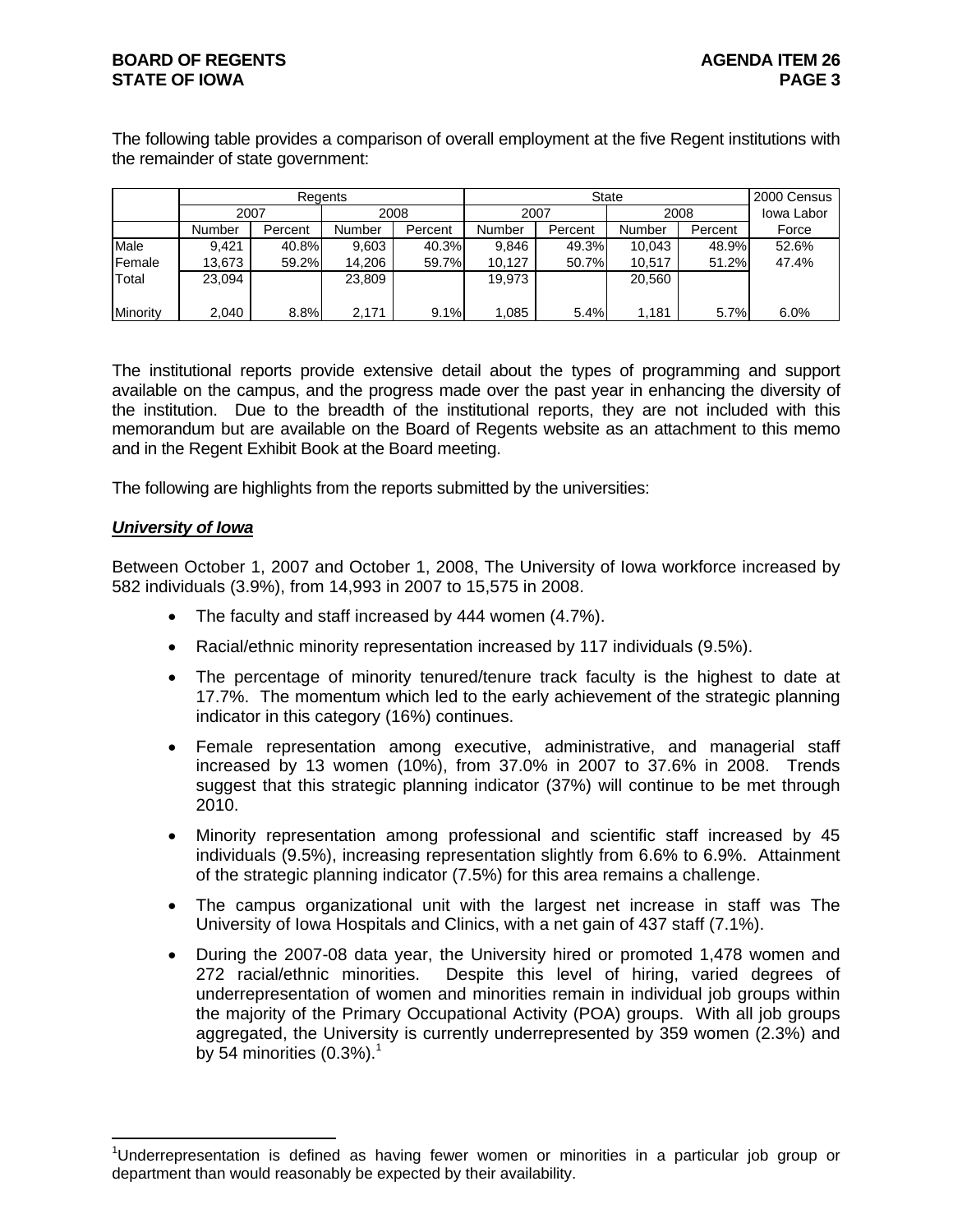The following table provides a comparison of overall employment at the five Regent institutions with the remainder of state government:

| | Regents | | | | State | | | | 2000 Census |
|---|---|---|---|---|---|---|---|---|---|
| | 2007 | | 2008 | | 2007 | | 2008 | | Iowa Labor |
| | Number | Percent | Number | Percent | Number | Percent | Number | Percent | Force |
| Male | 9,421 | 40.8% | 9,603 | 40.3% | 9,846 | 49.3% | 10,043 | 48.9% | 52.6% |
| Female | 13,673 | 59.2% | 14,206 | 59.7% | 10,127 | 50.7% | 10,517 | 51.2% | 47.4% |
| Total | 23,094 | | 23,809 | | 19,973 | | 20,560 | | |
| Minority | 2,040 | 8.8% | 2,171 | 9.1% | 1,085 | 5.4% | 1,181 | 5.7% | 6.0% |

The institutional reports provide extensive detail about the types of programming and support available on the campus, and the progress made over the past year in enhancing the diversity of the institution. Due to the breadth of the institutional reports, they are not included with this memorandum but are available on the Board of Regents website as an attachment to this memo and in the Regent Exhibit Book at the Board meeting.

The following are highlights from the reports submitted by the universities:

***University of Iowa***

Between October 1, 2007 and October 1, 2008, The University of Iowa workforce increased by 582 individuals (3.9%), from 14,993 in 2007 to 15,575 in 2008.

- The faculty and staff increased by 444 women (4.7%).
- Racial/ethnic minority representation increased by 117 individuals (9.5%).
- The percentage of minority tenured/tenure track faculty is the highest to date at 17.7%. The momentum which led to the early achievement of the strategic planning indicator in this category (16%) continues.
- Female representation among executive, administrative, and managerial staff increased by 13 women (10%), from 37.0% in 2007 to 37.6% in 2008. Trends suggest that this strategic planning indicator (37%) will continue to be met through 2010.
- Minority representation among professional and scientific staff increased by 45 individuals (9.5%), increasing representation slightly from 6.6% to 6.9%. Attainment of the strategic planning indicator (7.5%) for this area remains a challenge.
- The campus organizational unit with the largest net increase in staff was The University of Iowa Hospitals and Clinics, with a net gain of 437 staff (7.1%).
- During the 2007-08 data year, the University hired or promoted 1,478 women and 272 racial/ethnic minorities. Despite this level of hiring, varied degrees of underrepresentation of women and minorities remain in individual job groups within the majority of the Primary Occupational Activity (POA) groups. With all job groups aggregated, the University is currently underrepresented by 359 women (2.3%) and by 54 minorities (0.3%).[1]

[1]Underrepresentation is defined as having fewer women or minorities in a particular job group or department than would reasonably be expected by their availability.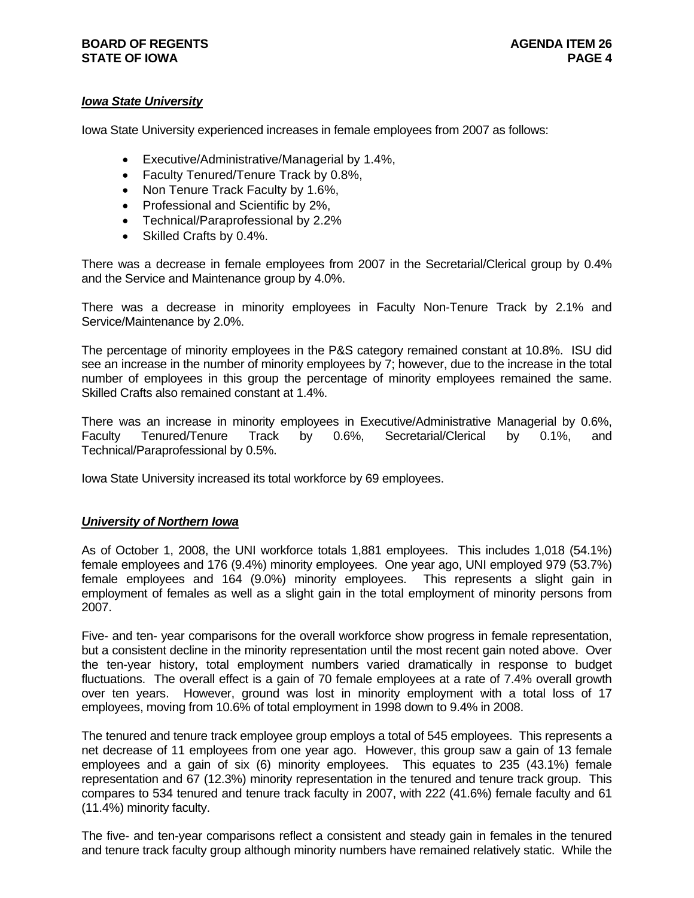***Iowa State University***

Iowa State University experienced increases in female employees from 2007 as follows:

- Executive/Administrative/Managerial by 1.4%,
- Faculty Tenured/Tenure Track by 0.8%,
- Non Tenure Track Faculty by 1.6%,
- Professional and Scientific by 2%,
- Technical/Paraprofessional by 2.2%
- Skilled Crafts by 0.4%.

There was a decrease in female employees from 2007 in the Secretarial/Clerical group by 0.4% and the Service and Maintenance group by 4.0%.

There was a decrease in minority employees in Faculty Non-Tenure Track by 2.1% and Service/Maintenance by 2.0%.

The percentage of minority employees in the P&S category remained constant at 10.8%. ISU did see an increase in the number of minority employees by 7; however, due to the increase in the total number of employees in this group the percentage of minority employees remained the same. Skilled Crafts also remained constant at 1.4%.

There was an increase in minority employees in Executive/Administrative Managerial by 0.6%, Faculty Tenured/Tenure Track by 0.6%, Secretarial/Clerical by 0.1%, and Technical/Paraprofessional by 0.5%.

Iowa State University increased its total workforce by 69 employees.

***University of Northern Iowa***

As of October 1, 2008, the UNI workforce totals 1,881 employees. This includes 1,018 (54.1%) female employees and 176 (9.4%) minority employees. One year ago, UNI employed 979 (53.7%) female employees and 164 (9.0%) minority employees. This represents a slight gain in employment of females as well as a slight gain in the total employment of minority persons from 2007.

Five- and ten- year comparisons for the overall workforce show progress in female representation, but a consistent decline in the minority representation until the most recent gain noted above. Over the ten-year history, total employment numbers varied dramatically in response to budget fluctuations. The overall effect is a gain of 70 female employees at a rate of 7.4% overall growth over ten years. However, ground was lost in minority employment with a total loss of 17 employees, moving from 10.6% of total employment in 1998 down to 9.4% in 2008.

The tenured and tenure track employee group employs a total of 545 employees. This represents a net decrease of 11 employees from one year ago. However, this group saw a gain of 13 female employees and a gain of six (6) minority employees. This equates to 235 (43.1%) female representation and 67 (12.3%) minority representation in the tenured and tenure track group. This compares to 534 tenured and tenure track faculty in 2007, with 222 (41.6%) female faculty and 61 (11.4%) minority faculty.

The five- and ten-year comparisons reflect a consistent and steady gain in females in the tenured and tenure track faculty group although minority numbers have remained relatively static. While the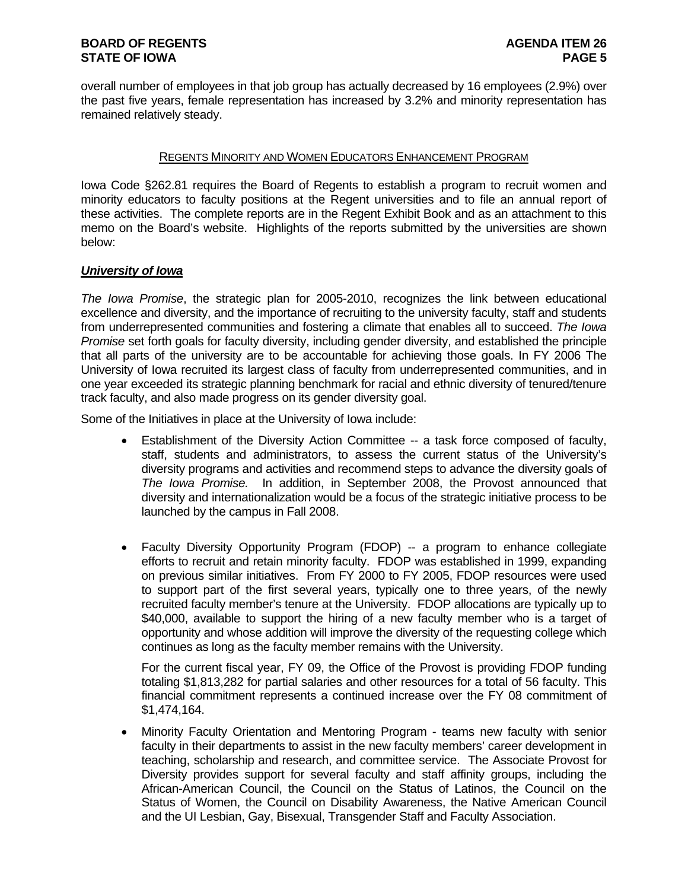overall number of employees in that job group has actually decreased by 16 employees (2.9%) over the past five years, female representation has increased by 3.2% and minority representation has remained relatively steady.

## REGENTS MINORITY AND WOMEN EDUCATORS ENHANCEMENT PROGRAM

Iowa Code §262.81 requires the Board of Regents to establish a program to recruit women and minority educators to faculty positions at the Regent universities and to file an annual report of these activities. The complete reports are in the Regent Exhibit Book and as an attachment to this memo on the Board's website. Highlights of the reports submitted by the universities are shown below:

### ***University of Iowa***

*The Iowa Promise*, the strategic plan for 2005-2010, recognizes the link between educational excellence and diversity, and the importance of recruiting to the university faculty, staff and students from underrepresented communities and fostering a climate that enables all to succeed. *The Iowa Promise* set forth goals for faculty diversity, including gender diversity, and established the principle that all parts of the university are to be accountable for achieving those goals. In FY 2006 The University of Iowa recruited its largest class of faculty from underrepresented communities, and in one year exceeded its strategic planning benchmark for racial and ethnic diversity of tenured/tenure track faculty, and also made progress on its gender diversity goal.

Some of the Initiatives in place at the University of Iowa include:

- Establishment of the Diversity Action Committee -- a task force composed of faculty, staff, students and administrators, to assess the current status of the University's diversity programs and activities and recommend steps to advance the diversity goals of *The Iowa Promise.* In addition, in September 2008, the Provost announced that diversity and internationalization would be a focus of the strategic initiative process to be launched by the campus in Fall 2008.

- Faculty Diversity Opportunity Program (FDOP) -- a program to enhance collegiate efforts to recruit and retain minority faculty. FDOP was established in 1999, expanding on previous similar initiatives. From FY 2000 to FY 2005, FDOP resources were used to support part of the first several years, typically one to three years, of the newly recruited faculty member's tenure at the University. FDOP allocations are typically up to $40,000, available to support the hiring of a new faculty member who is a target of opportunity and whose addition will improve the diversity of the requesting college which continues as long as the faculty member remains with the University.

  For the current fiscal year, FY 09, the Office of the Provost is providing FDOP funding totaling $1,813,282 for partial salaries and other resources for a total of 56 faculty. This financial commitment represents a continued increase over the FY 08 commitment of $1,474,164.

- Minority Faculty Orientation and Mentoring Program - teams new faculty with senior faculty in their departments to assist in the new faculty members' career development in teaching, scholarship and research, and committee service. The Associate Provost for Diversity provides support for several faculty and staff affinity groups, including the African-American Council, the Council on the Status of Latinos, the Council on the Status of Women, the Council on Disability Awareness, the Native American Council and the UI Lesbian, Gay, Bisexual, Transgender Staff and Faculty Association.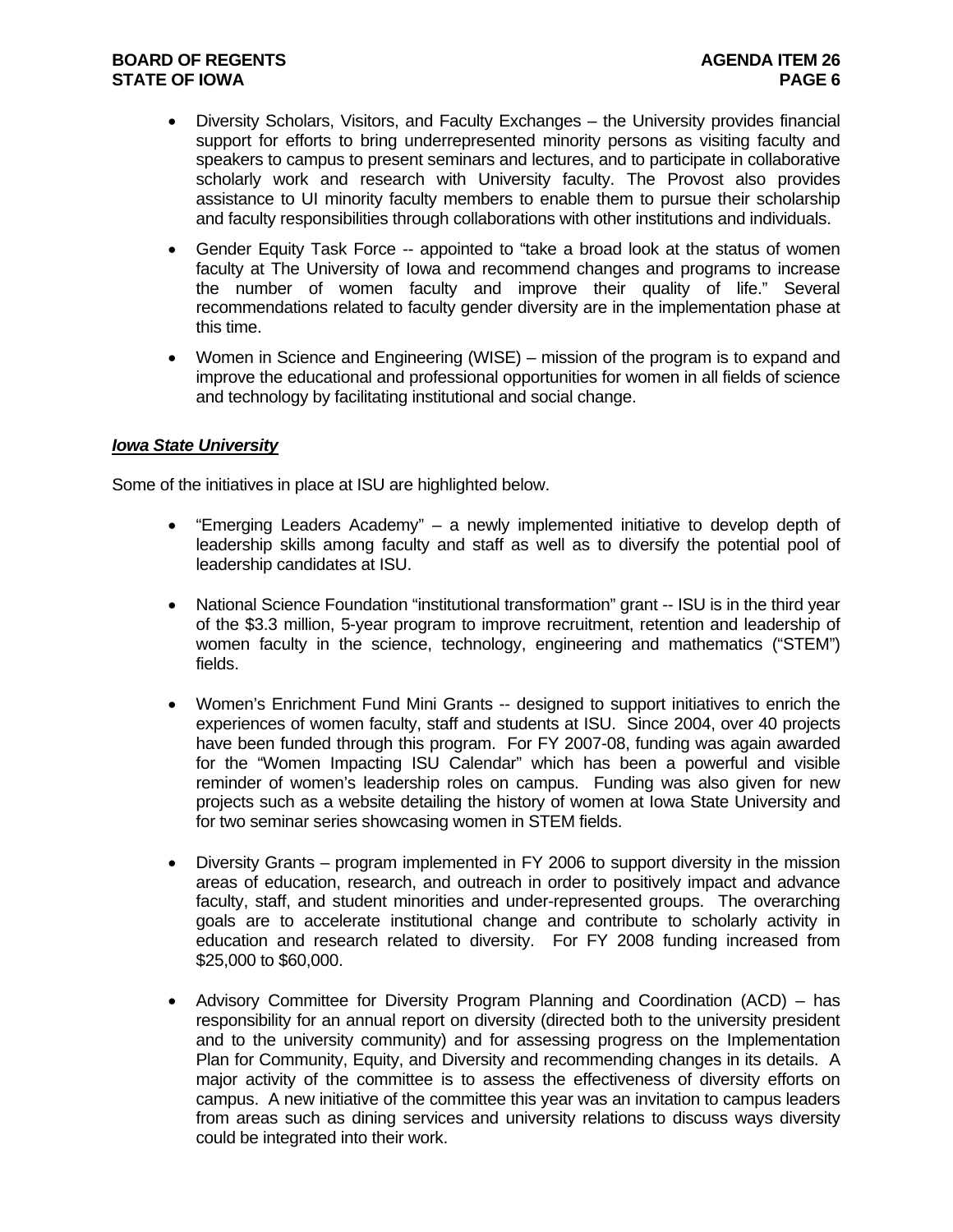- Diversity Scholars, Visitors, and Faculty Exchanges – the University provides financial support for efforts to bring underrepresented minority persons as visiting faculty and speakers to campus to present seminars and lectures, and to participate in collaborative scholarly work and research with University faculty. The Provost also provides assistance to UI minority faculty members to enable them to pursue their scholarship and faculty responsibilities through collaborations with other institutions and individuals.

- Gender Equity Task Force -- appointed to "take a broad look at the status of women faculty at The University of Iowa and recommend changes and programs to increase the number of women faculty and improve their quality of life." Several recommendations related to faculty gender diversity are in the implementation phase at this time.

- Women in Science and Engineering (WISE) – mission of the program is to expand and improve the educational and professional opportunities for women in all fields of science and technology by facilitating institutional and social change.

***Iowa State University***

Some of the initiatives in place at ISU are highlighted below.

- "Emerging Leaders Academy" – a newly implemented initiative to develop depth of leadership skills among faculty and staff as well as to diversify the potential pool of leadership candidates at ISU.

- National Science Foundation "institutional transformation" grant -- ISU is in the third year of the $3.3 million, 5-year program to improve recruitment, retention and leadership of women faculty in the science, technology, engineering and mathematics ("STEM") fields.

- Women's Enrichment Fund Mini Grants -- designed to support initiatives to enrich the experiences of women faculty, staff and students at ISU. Since 2004, over 40 projects have been funded through this program. For FY 2007-08, funding was again awarded for the "Women Impacting ISU Calendar" which has been a powerful and visible reminder of women's leadership roles on campus. Funding was also given for new projects such as a website detailing the history of women at Iowa State University and for two seminar series showcasing women in STEM fields.

- Diversity Grants – program implemented in FY 2006 to support diversity in the mission areas of education, research, and outreach in order to positively impact and advance faculty, staff, and student minorities and under-represented groups. The overarching goals are to accelerate institutional change and contribute to scholarly activity in education and research related to diversity. For FY 2008 funding increased from $25,000 to $60,000.

- Advisory Committee for Diversity Program Planning and Coordination (ACD) – has responsibility for an annual report on diversity (directed both to the university president and to the university community) and for assessing progress on the Implementation Plan for Community, Equity, and Diversity and recommending changes in its details. A major activity of the committee is to assess the effectiveness of diversity efforts on campus. A new initiative of the committee this year was an invitation to campus leaders from areas such as dining services and university relations to discuss ways diversity could be integrated into their work.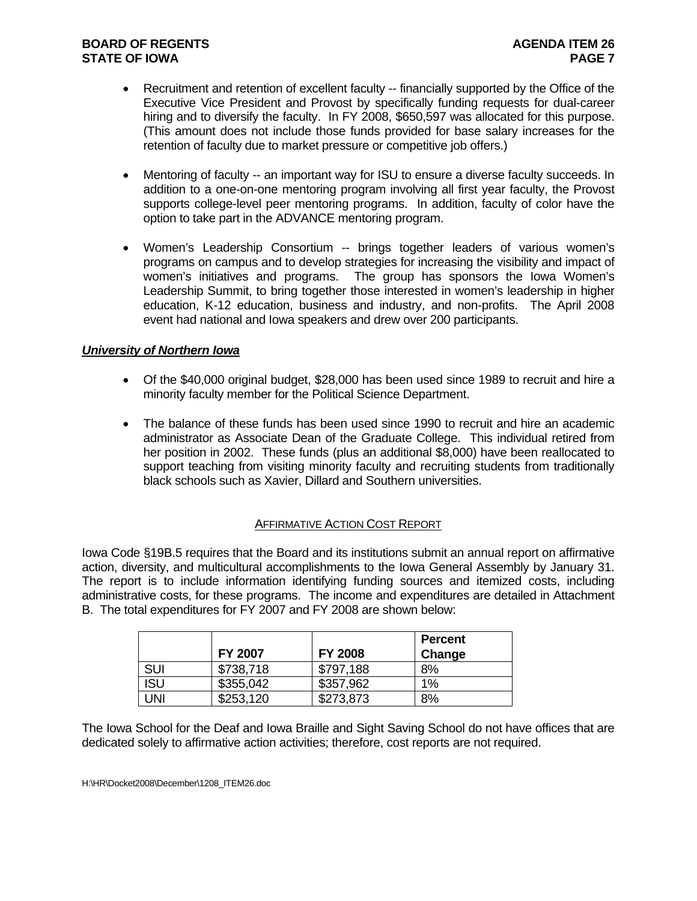- Recruitment and retention of excellent faculty -- financially supported by the Office of the Executive Vice President and Provost by specifically funding requests for dual-career hiring and to diversify the faculty. In FY 2008, $650,597 was allocated for this purpose. (This amount does not include those funds provided for base salary increases for the retention of faculty due to market pressure or competitive job offers.)

- Mentoring of faculty -- an important way for ISU to ensure a diverse faculty succeeds. In addition to a one-on-one mentoring program involving all first year faculty, the Provost supports college-level peer mentoring programs. In addition, faculty of color have the option to take part in the ADVANCE mentoring program.

- Women's Leadership Consortium -- brings together leaders of various women's programs on campus and to develop strategies for increasing the visibility and impact of women's initiatives and programs. The group has sponsors the Iowa Women's Leadership Summit, to bring together those interested in women's leadership in higher education, K-12 education, business and industry, and non-profits. The April 2008 event had national and Iowa speakers and drew over 200 participants.

***University of Northern Iowa***

- Of the $40,000 original budget, $28,000 has been used since 1989 to recruit and hire a minority faculty member for the Political Science Department.

- The balance of these funds has been used since 1990 to recruit and hire an academic administrator as Associate Dean of the Graduate College. This individual retired from her position in 2002. These funds (plus an additional $8,000) have been reallocated to support teaching from visiting minority faculty and recruiting students from traditionally black schools such as Xavier, Dillard and Southern universities.

## AFFIRMATIVE ACTION COST REPORT

Iowa Code §19B.5 requires that the Board and its institutions submit an annual report on affirmative action, diversity, and multicultural accomplishments to the Iowa General Assembly by January 31. The report is to include information identifying funding sources and itemized costs, including administrative costs, for these programs. The income and expenditures are detailed in Attachment B. The total expenditures for FY 2007 and FY 2008 are shown below:

| | FY 2007 | FY 2008 | Percent Change |
|---|---|---|---|
| SUI | $738,718 | $797,188 | 8% |
| ISU | $355,042 | $357,962 | 1% |
| UNI | $253,120 | $273,873 | 8% |

The Iowa School for the Deaf and Iowa Braille and Sight Saving School do not have offices that are dedicated solely to affirmative action activities; therefore, cost reports are not required.

H:\HR\Docket2008\December\1208_ITEM26.doc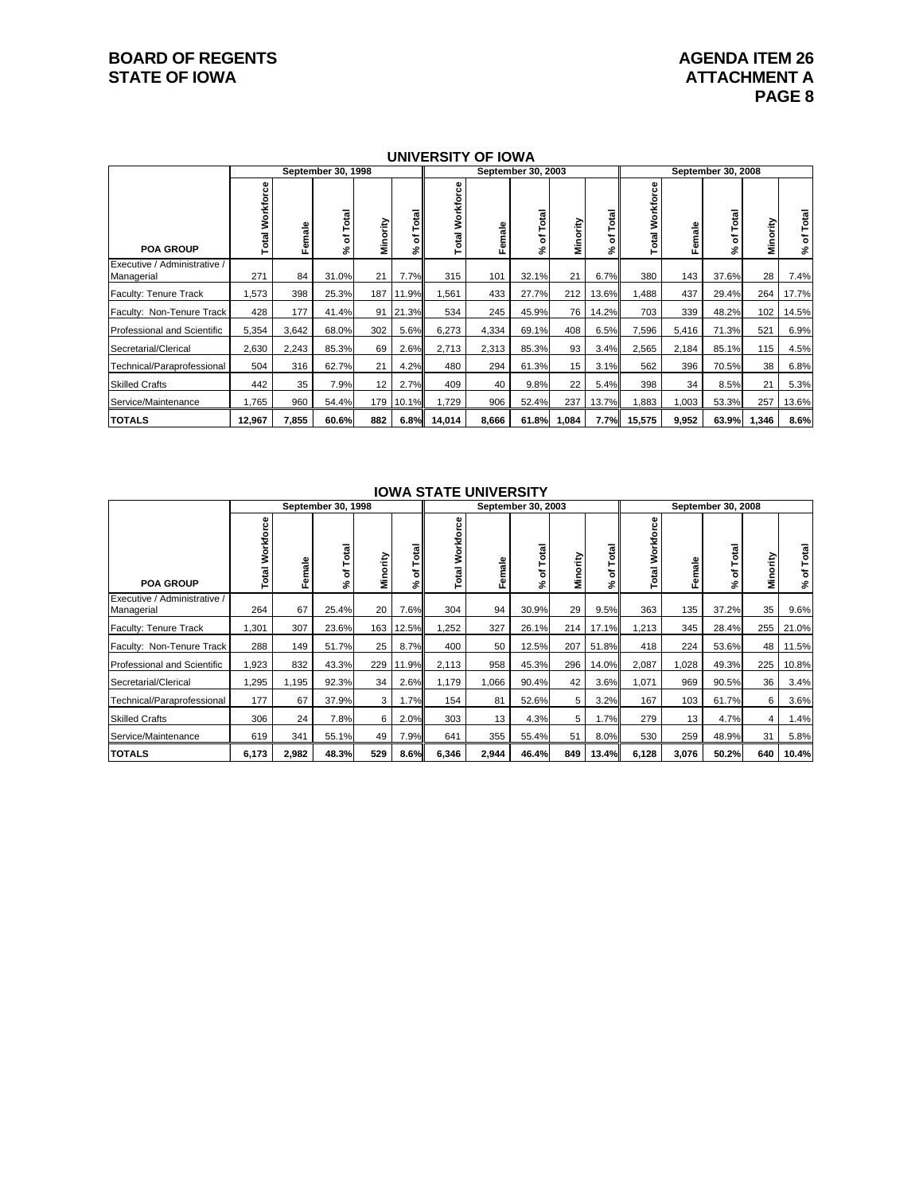## UNIVERSITY OF IOWA

| POA GROUP | September 30, 1998 | | | | | September 30, 2003 | | | | | September 30, 2008 | | | | |
|---|---|---|---|---|---|---|---|---|---|---|---|---|---|---|---|
| | Total Workforce | Female | % of Total | Minority | % of Total | Total Workforce | Female | % of Total | Minority | % of Total | Total Workforce | Female | % of Total | Minority | % of Total |
| Executive / Administrative / Managerial | 271 | 84 | 31.0% | 21 | 7.7% | 315 | 101 | 32.1% | 21 | 6.7% | 380 | 143 | 37.6% | 28 | 7.4% |
| Faculty: Tenure Track | 1,573 | 398 | 25.3% | 187 | 11.9% | 1,561 | 433 | 27.7% | 212 | 13.6% | 1,488 | 437 | 29.4% | 264 | 17.7% |
| Faculty: Non-Tenure Track | 428 | 177 | 41.4% | 91 | 21.3% | 534 | 245 | 45.9% | 76 | 14.2% | 703 | 339 | 48.2% | 102 | 14.5% |
| Professional and Scientific | 5,354 | 3,642 | 68.0% | 302 | 5.6% | 6,273 | 4,334 | 69.1% | 408 | 6.5% | 7,596 | 5,416 | 71.3% | 521 | 6.9% |
| Secretarial/Clerical | 2,630 | 2,243 | 85.3% | 69 | 2.6% | 2,713 | 2,313 | 85.3% | 93 | 3.4% | 2,565 | 2,184 | 85.1% | 115 | 4.5% |
| Technical/Paraprofessional | 504 | 316 | 62.7% | 21 | 4.2% | 480 | 294 | 61.3% | 15 | 3.1% | 562 | 396 | 70.5% | 38 | 6.8% |
| Skilled Crafts | 442 | 35 | 7.9% | 12 | 2.7% | 409 | 40 | 9.8% | 22 | 5.4% | 398 | 34 | 8.5% | 21 | 5.3% |
| Service/Maintenance | 1,765 | 960 | 54.4% | 179 | 10.1% | 1,729 | 906 | 52.4% | 237 | 13.7% | 1,883 | 1,003 | 53.3% | 257 | 13.6% |
| **TOTALS** | **12,967** | **7,855** | **60.6%** | **882** | **6.8%** | **14,014** | **8,666** | **61.8%** | **1,084** | **7.7%** | **15,575** | **9,952** | **63.9%** | **1,346** | **8.6%** |

## IOWA STATE UNIVERSITY

| POA GROUP | September 30, 1998 | | | | | September 30, 2003 | | | | | September 30, 2008 | | | | |
|---|---|---|---|---|---|---|---|---|---|---|---|---|---|---|---|
| | Total Workforce | Female | % of Total | Minority | % of Total | Total Workforce | Female | % of Total | Minority | % of Total | Total Workforce | Female | % of Total | Minority | % of Total |
| Executive / Administrative / Managerial | 264 | 67 | 25.4% | 20 | 7.6% | 304 | 94 | 30.9% | 29 | 9.5% | 363 | 135 | 37.2% | 35 | 9.6% |
| Faculty: Tenure Track | 1,301 | 307 | 23.6% | 163 | 12.5% | 1,252 | 327 | 26.1% | 214 | 17.1% | 1,213 | 345 | 28.4% | 255 | 21.0% |
| Faculty: Non-Tenure Track | 288 | 149 | 51.7% | 25 | 8.7% | 400 | 50 | 12.5% | 207 | 51.8% | 418 | 224 | 53.6% | 48 | 11.5% |
| Professional and Scientific | 1,923 | 832 | 43.3% | 229 | 11.9% | 2,113 | 958 | 45.3% | 296 | 14.0% | 2,087 | 1,028 | 49.3% | 225 | 10.8% |
| Secretarial/Clerical | 1,295 | 1,195 | 92.3% | 34 | 2.6% | 1,179 | 1,066 | 90.4% | 42 | 3.6% | 1,071 | 969 | 90.5% | 36 | 3.4% |
| Technical/Paraprofessional | 177 | 67 | 37.9% | 3 | 1.7% | 154 | 81 | 52.6% | 5 | 3.2% | 167 | 103 | 61.7% | 6 | 3.6% |
| Skilled Crafts | 306 | 24 | 7.8% | 6 | 2.0% | 303 | 13 | 4.3% | 5 | 1.7% | 279 | 13 | 4.7% | 4 | 1.4% |
| Service/Maintenance | 619 | 341 | 55.1% | 49 | 7.9% | 641 | 355 | 55.4% | 51 | 8.0% | 530 | 259 | 48.9% | 31 | 5.8% |
| **TOTALS** | **6,173** | **2,982** | **48.3%** | **529** | **8.6%** | **6,346** | **2,944** | **46.4%** | **849** | **13.4%** | **6,128** | **3,076** | **50.2%** | **640** | **10.4%** |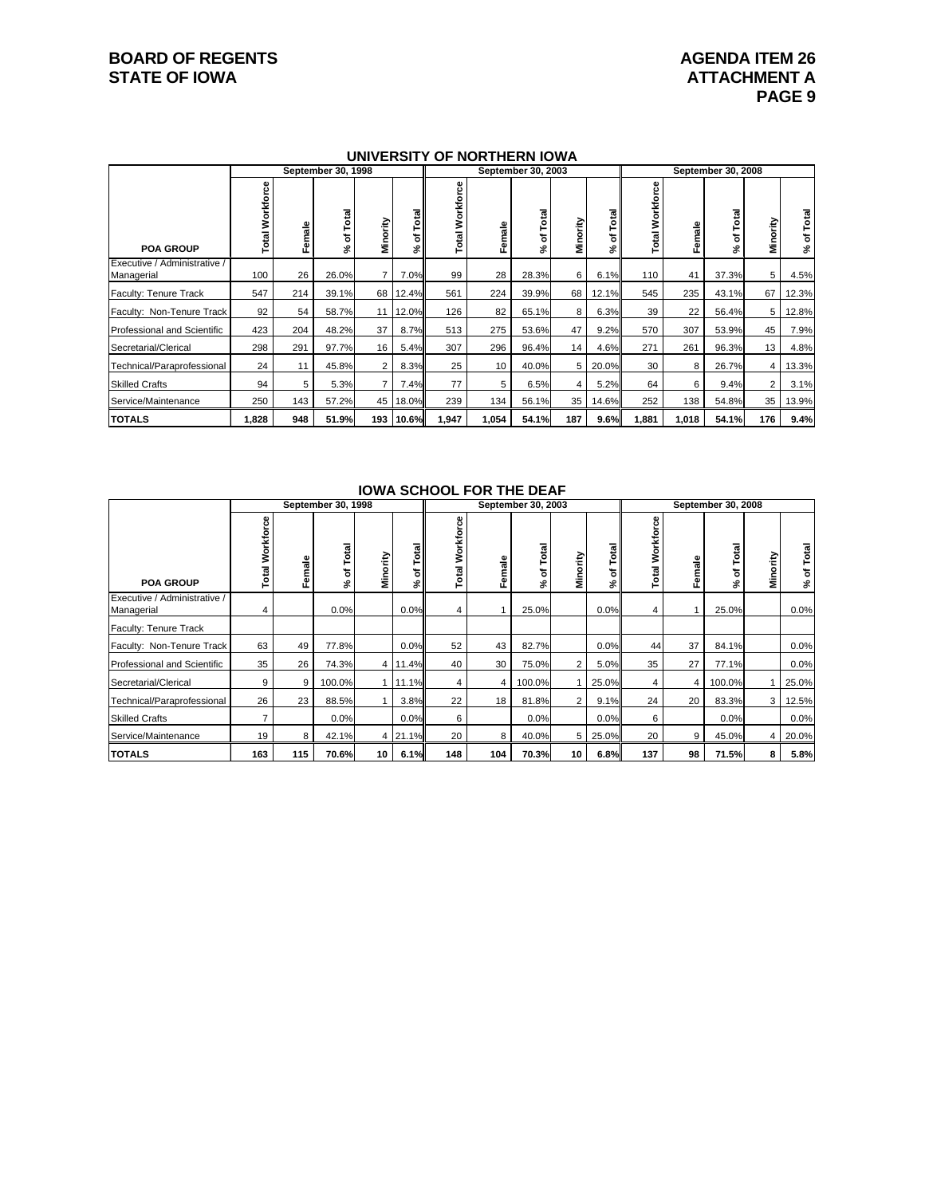BOARD OF REGENTS
STATE OF IOWA

AGENDA ITEM 26
ATTACHMENT A

## UNIVERSITY OF NORTHERN IOWA

| POA GROUP | September 30, 1998 | | | | | September 30, 2003 | | | | | September 30, 2008 | | | | |
|---|---|---|---|---|---|---|---|---|---|---|---|---|---|---|---|
| | Total Workforce | Female | % of Total | Minority | % of Total | Total Workforce | Female | % of Total | Minority | % of Total | Total Workforce | Female | % of Total | Minority | % of Total |
| Executive / Administrative / Managerial | 100 | 26 | 26.0% | 7 | 7.0% | 99 | 28 | 28.3% | 6 | 6.1% | 110 | 41 | 37.3% | 5 | 4.5% |
| Faculty: Tenure Track | 547 | 214 | 39.1% | 68 | 12.4% | 561 | 224 | 39.9% | 68 | 12.1% | 545 | 235 | 43.1% | 67 | 12.3% |
| Faculty: Non-Tenure Track | 92 | 54 | 58.7% | 11 | 12.0% | 126 | 82 | 65.1% | 8 | 6.3% | 39 | 22 | 56.4% | 5 | 12.8% |
| Professional and Scientific | 423 | 204 | 48.2% | 37 | 8.7% | 513 | 275 | 53.6% | 47 | 9.2% | 570 | 307 | 53.9% | 45 | 7.9% |
| Secretarial/Clerical | 298 | 291 | 97.7% | 16 | 5.4% | 307 | 296 | 96.4% | 14 | 4.6% | 271 | 261 | 96.3% | 13 | 4.8% |
| Technical/Paraprofessional | 24 | 11 | 45.8% | 2 | 8.3% | 25 | 10 | 40.0% | 5 | 20.0% | 30 | 8 | 26.7% | 4 | 13.3% |
| Skilled Crafts | 94 | 5 | 5.3% | 7 | 7.4% | 77 | 5 | 6.5% | 4 | 5.2% | 64 | 6 | 9.4% | 2 | 3.1% |
| Service/Maintenance | 250 | 143 | 57.2% | 45 | 18.0% | 239 | 134 | 56.1% | 35 | 14.6% | 252 | 138 | 54.8% | 35 | 13.9% |
| **TOTALS** | **1,828** | **948** | **51.9%** | **193** | **10.6%** | **1,947** | **1,054** | **54.1%** | **187** | **9.6%** | **1,881** | **1,018** | **54.1%** | **176** | **9.4%** |

## IOWA SCHOOL FOR THE DEAF

| POA GROUP | September 30, 1998 | | | | | September 30, 2003 | | | | | September 30, 2008 | | | | |
|---|---|---|---|---|---|---|---|---|---|---|---|---|---|---|---|
| | Total Workforce | Female | % of Total | Minority | % of Total | Total Workforce | Female | % of Total | Minority | % of Total | Total Workforce | Female | % of Total | Minority | % of Total |
| Executive / Administrative / Managerial | 4 | | 0.0% | | 0.0% | 4 | 1 | 25.0% | | 0.0% | 4 | 1 | 25.0% | | 0.0% |
| Faculty: Tenure Track | | | | | | | | | | | | | | | |
| Faculty: Non-Tenure Track | 63 | 49 | 77.8% | | 0.0% | 52 | 43 | 82.7% | | 0.0% | 44 | 37 | 84.1% | | 0.0% |
| Professional and Scientific | 35 | 26 | 74.3% | 4 | 11.4% | 40 | 30 | 75.0% | 2 | 5.0% | 35 | 27 | 77.1% | | 0.0% |
| Secretarial/Clerical | 9 | 9 | 100.0% | 1 | 11.1% | 4 | 4 | 100.0% | 1 | 25.0% | 4 | 4 | 100.0% | 1 | 25.0% |
| Technical/Paraprofessional | 26 | 23 | 88.5% | 1 | 3.8% | 22 | 18 | 81.8% | 2 | 9.1% | 24 | 20 | 83.3% | 3 | 12.5% |
| Skilled Crafts | 7 | | 0.0% | | 0.0% | 6 | | 0.0% | | 0.0% | 6 | | 0.0% | | 0.0% |
| Service/Maintenance | 19 | 8 | 42.1% | 4 | 21.1% | 20 | 8 | 40.0% | 5 | 25.0% | 20 | 9 | 45.0% | 4 | 20.0% |
| **TOTALS** | **163** | **115** | **70.6%** | **10** | **6.1%** | **148** | **104** | **70.3%** | **10** | **6.8%** | **137** | **98** | **71.5%** | **8** | **5.8%** |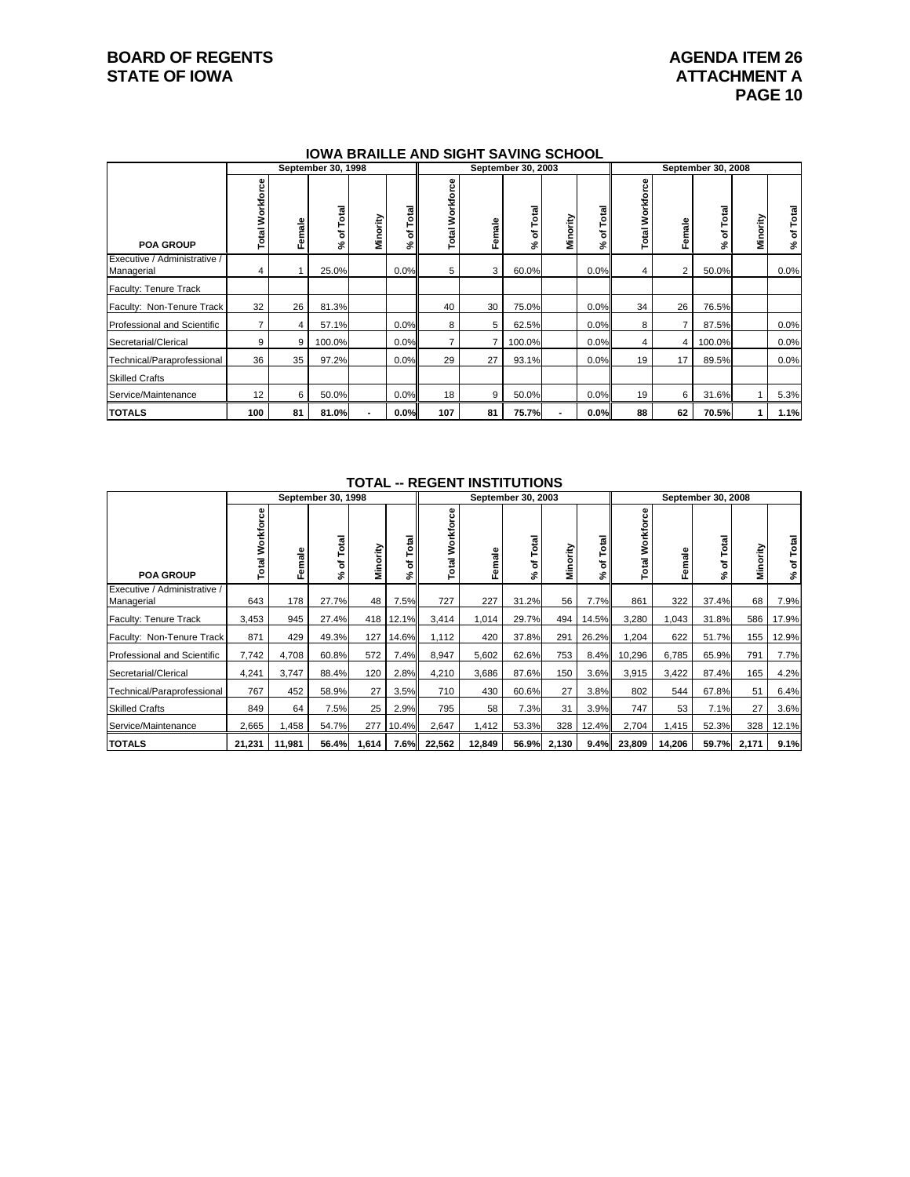BOARD OF REGENTS
STATE OF IOWA

AGENDA ITEM 26
ATTACHMENT A

## IOWA BRAILLE AND SIGHT SAVING SCHOOL

| | September 30, 1998 | | | | | September 30, 2003 | | | | | September 30, 2008 | | | | |
|---|---|---|---|---|---|---|---|---|---|---|---|---|---|---|---|
| POA GROUP | Total Workforce | Female | % of Total | Minority | % of Total | Total Workforce | Female | % of Total | Minority | % of Total | Total Workforce | Female | % of Total | Minority | % of Total |
| Executive / Administrative / Managerial | 4 | 1 | 25.0% | | 0.0% | 5 | 3 | 60.0% | | 0.0% | 4 | 2 | 50.0% | | 0.0% |
| Faculty: Tenure Track | | | | | | | | | | | | | | | |
| Faculty: Non-Tenure Track | 32 | 26 | 81.3% | | | 40 | 30 | 75.0% | | 0.0% | 34 | 26 | 76.5% | | |
| Professional and Scientific | 7 | 4 | 57.1% | | 0.0% | 8 | 5 | 62.5% | | 0.0% | 8 | 7 | 87.5% | | 0.0% |
| Secretarial/Clerical | 9 | 9 | 100.0% | | 0.0% | 7 | 7 | 100.0% | | 0.0% | 4 | 4 | 100.0% | | 0.0% |
| Technical/Paraprofessional | 36 | 35 | 97.2% | | 0.0% | 29 | 27 | 93.1% | | 0.0% | 19 | 17 | 89.5% | | 0.0% |
| Skilled Crafts | | | | | | | | | | | | | | | |
| Service/Maintenance | 12 | 6 | 50.0% | | 0.0% | 18 | 9 | 50.0% | | 0.0% | 19 | 6 | 31.6% | 1 | 5.3% |
| **TOTALS** | **100** | **81** | **81.0%** | **-** | **0.0%** | **107** | **81** | **75.7%** | **-** | **0.0%** | **88** | **62** | **70.5%** | **1** | **1.1%** |

## TOTAL -- REGENT INSTITUTIONS

| | September 30, 1998 | | | | | September 30, 2003 | | | | | September 30, 2008 | | | | |
|---|---|---|---|---|---|---|---|---|---|---|---|---|---|---|---|
| POA GROUP | Total Workforce | Female | % of Total | Minority | % of Total | Total Workforce | Female | % of Total | Minority | % of Total | Total Workforce | Female | % of Total | Minority | % of Total |
| Executive / Administrative / Managerial | 643 | 178 | 27.7% | 48 | 7.5% | 727 | 227 | 31.2% | 56 | 7.7% | 861 | 322 | 37.4% | 68 | 7.9% |
| Faculty: Tenure Track | 3,453 | 945 | 27.4% | 418 | 12.1% | 3,414 | 1,014 | 29.7% | 494 | 14.5% | 3,280 | 1,043 | 31.8% | 586 | 17.9% |
| Faculty: Non-Tenure Track | 871 | 429 | 49.3% | 127 | 14.6% | 1,112 | 420 | 37.8% | 291 | 26.2% | 1,204 | 622 | 51.7% | 155 | 12.9% |
| Professional and Scientific | 7,742 | 4,708 | 60.8% | 572 | 7.4% | 8,947 | 5,602 | 62.6% | 753 | 8.4% | 10,296 | 6,785 | 65.9% | 791 | 7.7% |
| Secretarial/Clerical | 4,241 | 3,747 | 88.4% | 120 | 2.8% | 4,210 | 3,686 | 87.6% | 150 | 3.6% | 3,915 | 3,422 | 87.4% | 165 | 4.2% |
| Technical/Paraprofessional | 767 | 452 | 58.9% | 27 | 3.5% | 710 | 430 | 60.6% | 27 | 3.8% | 802 | 544 | 67.8% | 51 | 6.4% |
| Skilled Crafts | 849 | 64 | 7.5% | 25 | 2.9% | 795 | 58 | 7.3% | 31 | 3.9% | 747 | 53 | 7.1% | 27 | 3.6% |
| Service/Maintenance | 2,665 | 1,458 | 54.7% | 277 | 10.4% | 2,647 | 1,412 | 53.3% | 328 | 12.4% | 2,704 | 1,415 | 52.3% | 328 | 12.1% |
| **TOTALS** | **21,231** | **11,981** | **56.4%** | **1,614** | **7.6%** | **22,562** | **12,849** | **56.9%** | **2,130** | **9.4%** | **23,809** | **14,206** | **59.7%** | **2,171** | **9.1%** |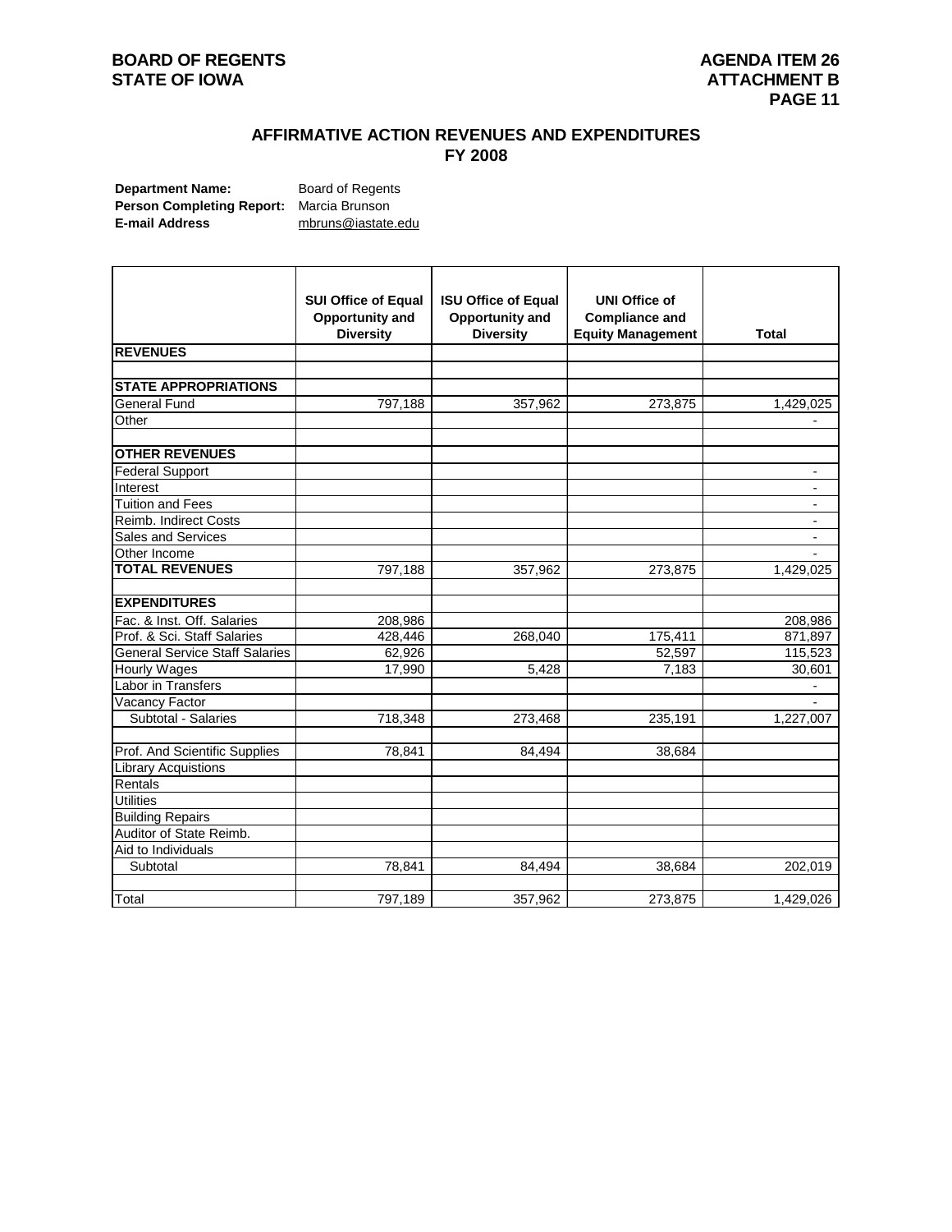**BOARD OF REGENTS**
**STATE OF IOWA**

**AGENDA ITEM 26**
**ATTACHMENT B**
**PAGE 11**

## AFFIRMATIVE ACTION REVENUES AND EXPENDITURES
## FY 2008

**Department Name:** Board of Regents
**Person Completing Report:** Marcia Brunson
**E-mail Address** mbruns@iastate.edu

| | SUI Office of Equal Opportunity and Diversity | ISU Office of Equal Opportunity and Diversity | UNI Office of Compliance and Equity Management | Total |
|---|---|---|---|---|
| **REVENUES** | | | | |
| | | | | |
| **STATE APPROPRIATIONS** | | | | |
| General Fund | 797,188 | 357,962 | 273,875 | 1,429,025 |
| Other | | | | - |
| | | | | |
| **OTHER REVENUES** | | | | |
| Federal Support | | | | - |
| Interest | | | | - |
| Tuition and Fees | | | | - |
| Reimb. Indirect Costs | | | | - |
| Sales and Services | | | | - |
| Other Income | | | | - |
| **TOTAL REVENUES** | 797,188 | 357,962 | 273,875 | 1,429,025 |
| | | | | |
| **EXPENDITURES** | | | | |
| Fac. & Inst. Off. Salaries | 208,986 | | | 208,986 |
| Prof. & Sci. Staff Salaries | 428,446 | 268,040 | 175,411 | 871,897 |
| General Service Staff Salaries | 62,926 | | 52,597 | 115,523 |
| Hourly Wages | 17,990 | 5,428 | 7,183 | 30,601 |
| Labor in Transfers | | | | - |
| Vacancy Factor | | | | - |
| Subtotal - Salaries | 718,348 | 273,468 | 235,191 | 1,227,007 |
| | | | | |
| Prof. And Scientific Supplies | 78,841 | 84,494 | 38,684 | |
| Library Acquistions | | | | |
| Rentals | | | | |
| Utilities | | | | |
| Building Repairs | | | | |
| Auditor of State Reimb. | | | | |
| Aid to Individuals | | | | |
| Subtotal | 78,841 | 84,494 | 38,684 | 202,019 |
| | | | | |
| Total | 797,189 | 357,962 | 273,875 | 1,429,026 |